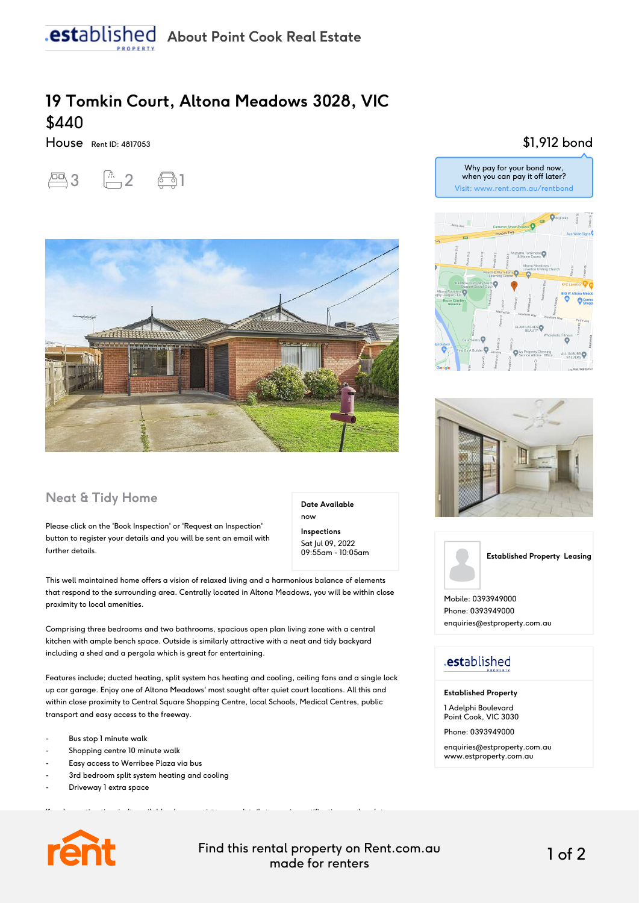**.established** PROPERTY **About Point Cook Real Estate**

# 19 Tomkin Court, Altona Meadows 3028, VIC

## $440

House Rent ID: 4817053

$1,912 bond

Why pay for your bond now, when you can pay it off later?
Visit: www.rent.com.au/rentbond

3 2 1

### Neat & Tidy Home

Please click on the 'Book Inspection' or 'Request an Inspection' button to register your details and you will be sent an email with further details.

**Date Available**
now

**Inspections**
Sat Jul 09, 2022
09:55am - 10:05am

This well maintained home offers a vision of relaxed living and a harmonious balance of elements that respond to the surrounding area. Centrally located in Altona Meadows, you will be within close proximity to local amenities.

Comprising three bedrooms and two bathrooms, spacious open plan living zone with a central kitchen with ample bench space. Outside is similarly attractive with a neat and tidy backyard including a shed and a pergola which is great for entertaining.

Features include; ducted heating, split system has heating and cooling, ceiling fans and a single lock up car garage. Enjoy one of Altona Meadows' most sought after quiet court locations. All this and within close proximity to Central Square Shopping Centre, local Schools, Medical Centres, public transport and easy access to the freeway.

- Bus stop 1 minute walk
- Shopping centre 10 minute walk
- Easy access to Werribee Plaza via bus
- 3rd bedroom split system heating and cooling
- Driveway 1 extra space

**Established Property Leasing**

Mobile: 0393949000
Phone: 0393949000
enquiries@estproperty.com.au

**.established** PROPERTY

**Established Property**

1 Adelphi Boulevard
Point Cook, VIC 3030

Phone: 0393949000

enquiries@estproperty.com.au
www.estproperty.com.au

rent

Find this rental property on Rent.com.au made for renters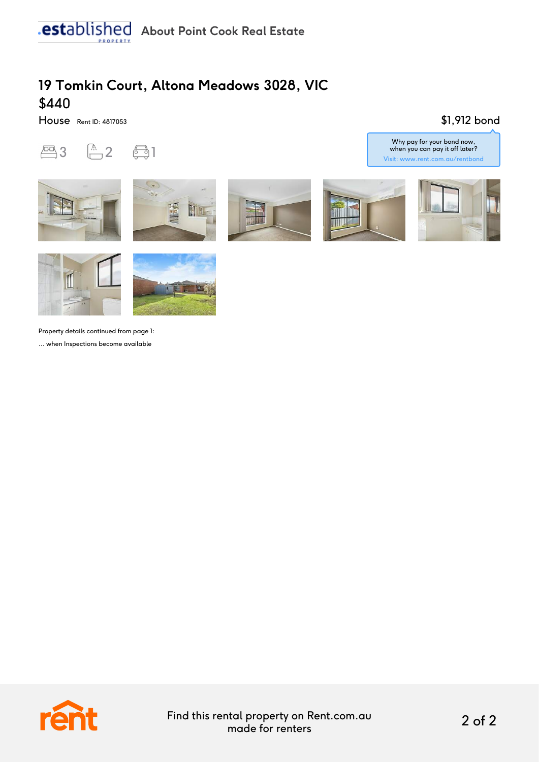About Point Cook Real Estate

# 19 Tomkin Court, Altona Meadows 3028, VIC

## $440

House Rent ID: 4817053

$1,912 bond

Why pay for your bond now, when you can pay it off later?
Visit: www.rent.com.au/rentbond

3 2 1

Property details continued from page 1:

... when Inspections become available

Find this rental property on Rent.com.au made for renters